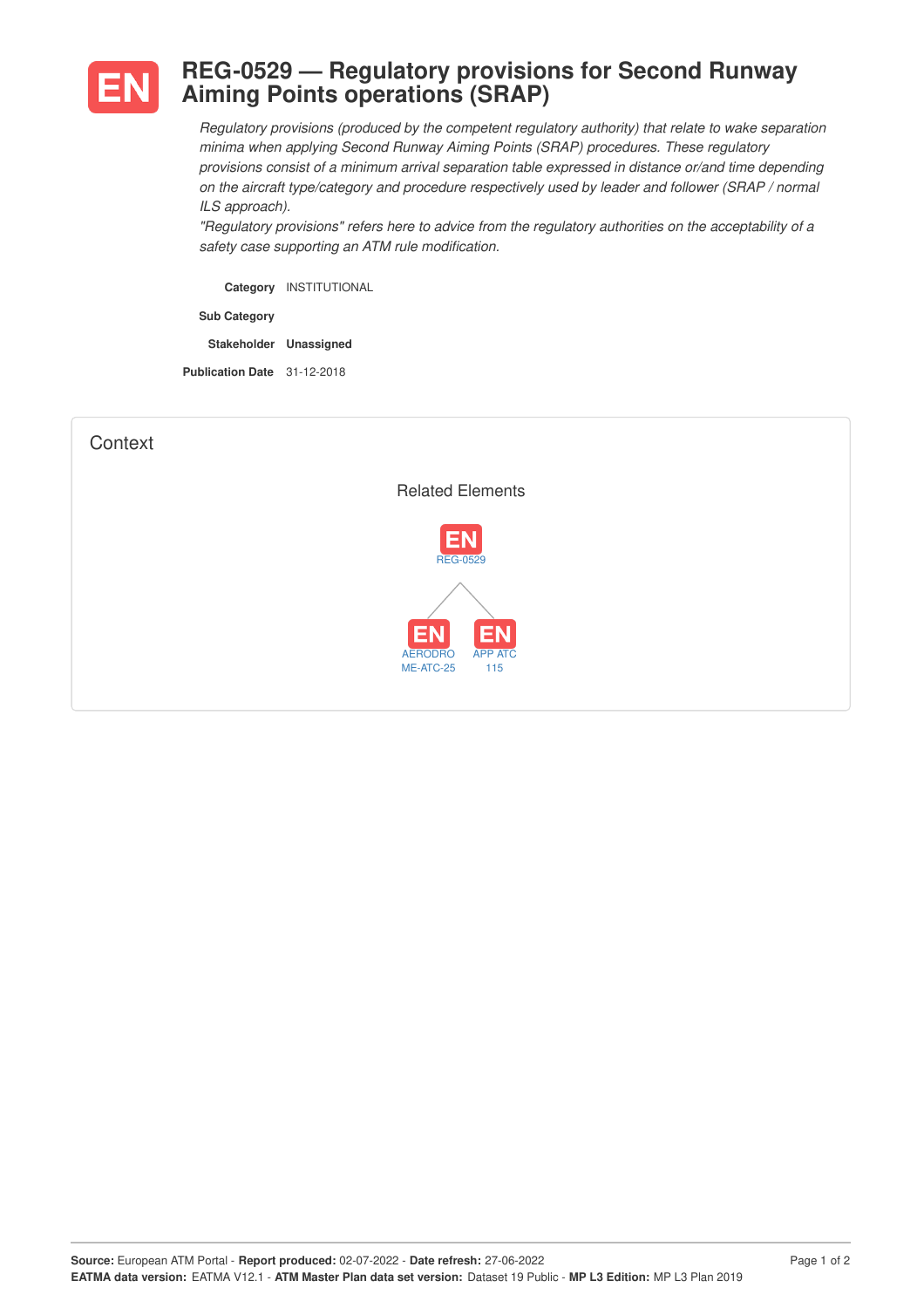# REG-0529 — Regulatory provisions for Second Runway Aiming Points operations (SRAP)

*Regulatory provisions (produced by the competent regulatory authority) that relate to wake separation minima when applying Second Runway Aiming Points (SRAP) procedures. These regulatory provisions consist of a minimum arrival separation table expressed in distance or/and time depending on the aircraft type/category and procedure respectively used by leader and follower (SRAP / normal ILS approach).*
*"Regulatory provisions" refers here to advice from the regulatory authorities on the acceptability of a safety case supporting an ATM rule modification.*

**Category** INSTITUTIONAL

**Sub Category**

**Stakeholder** **Unassigned**

**Publication Date** 31-12-2018

## Context

### Related Elements

EN REG-0529

- EN AERODROME-ATC-25
- EN APP ATC 115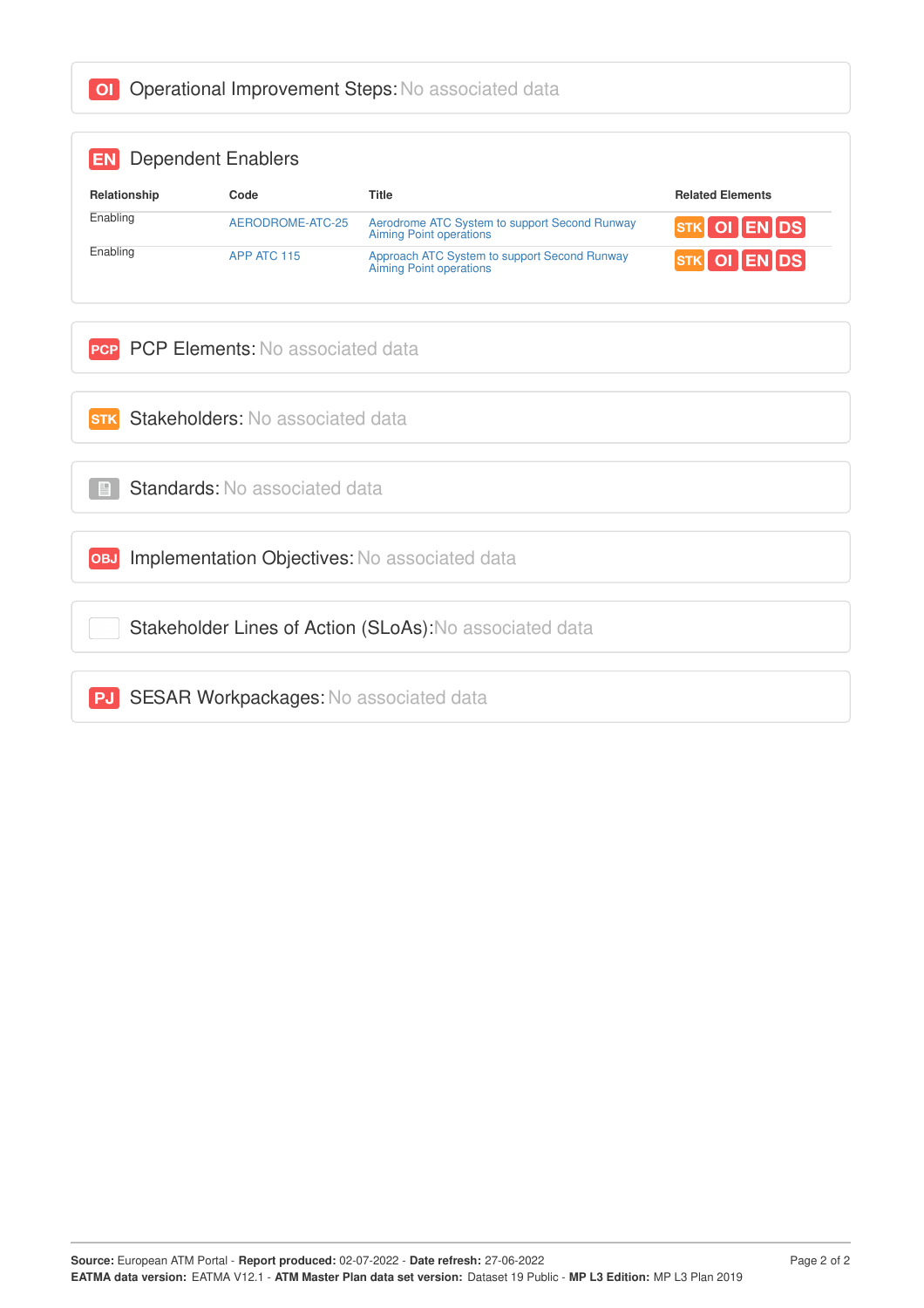## OI Operational Improvement Steps: No associated data

## EN Dependent Enablers

| Relationship | Code | Title | Related Elements |
|---|---|---|---|
| Enabling | AERODROME-ATC-25 | Aerodrome ATC System to support Second Runway Aiming Point operations | STK OI EN DS |
| Enabling | APP ATC 115 | Approach ATC System to support Second Runway Aiming Point operations | STK OI EN DS |

## PCP PCP Elements: No associated data

## STK Stakeholders: No associated data

## Standards: No associated data

## OBJ Implementation Objectives: No associated data

## Stakeholder Lines of Action (SLoAs): No associated data

## PJ SESAR Workpackages: No associated data

**Source:** European ATM Portal - **Report produced:** 02-07-2022 - **Date refresh:** 27-06-2022
**EATMA data version:** EATMA V12.1 - **ATM Master Plan data set version:** Dataset 19 Public - **MP L3 Edition:** MP L3 Plan 2019